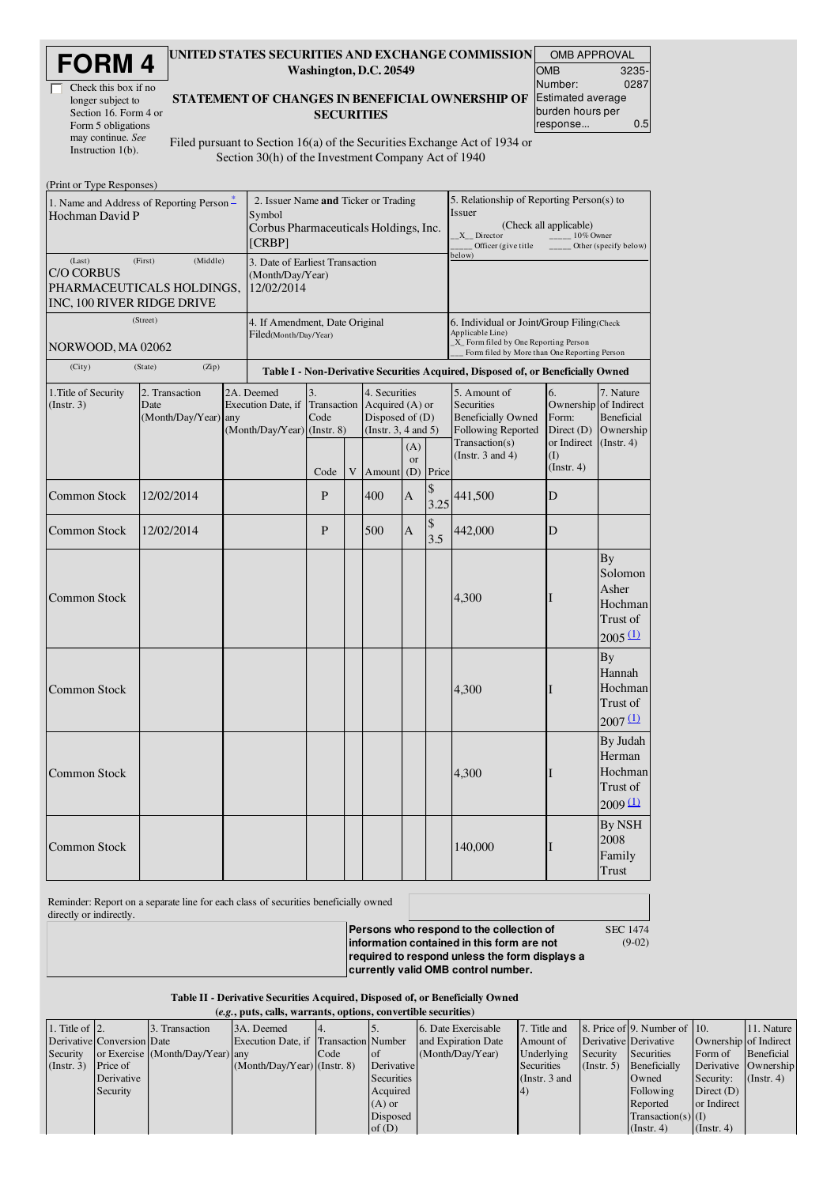# FORM 4

☐ Check this box if no longer subject to Section 16. Form 4 or Form 5 obligations may continue. *See* Instruction 1(b).

**UNITED STATES SECURITIES AND EXCHANGE COMMISSION**
**Washington, D.C. 20549**

**STATEMENT OF CHANGES IN BENEFICIAL OWNERSHIP OF SECURITIES**

Filed pursuant to Section 16(a) of the Securities Exchange Act of 1934 or Section 30(h) of the Investment Company Act of 1940

| OMB APPROVAL | |
|---|---|
| OMB Number: | 3235-0287 |
| Estimated average burden hours per response... | 0.5 |

(Print or Type Responses)

| 1. Name and Address of Reporting Person * | 2. Issuer Name **and** Ticker or Trading Symbol | 5. Relationship of Reporting Person(s) to Issuer |
|---|---|---|
| Hochman David P | Corbus Pharmaceuticals Holdings, Inc. [CRBP] | (Check all applicable) _X_ Director ___ 10% Owner ___ Officer (give title below) ___ Other (specify below) |
| (Last) (First) (Middle) C/O CORBUS PHARMACEUTICALS HOLDINGS, INC, 100 RIVER RIDGE DRIVE | 3. Date of Earliest Transaction (Month/Day/Year) 12/02/2014 | |
| (Street) NORWOOD, MA 02062 | 4. If Amendment, Date Original Filed(Month/Day/Year) | 6. Individual or Joint/Group Filing(Check Applicable Line) _X_ Form filed by One Reporting Person ___ Form filed by More than One Reporting Person |
| (City) (State) (Zip) | | |

**Table I - Non-Derivative Securities Acquired, Disposed of, or Beneficially Owned**

| 1.Title of Security (Instr. 3) | 2. Transaction Date (Month/Day/Year) | 2A. Deemed Execution Date, if any (Month/Day/Year) | 3. Transaction Code (Instr. 8) | | 4. Securities Acquired (A) or Disposed of (D) (Instr. 3, 4 and 5) | | | 5. Amount of Securities Beneficially Owned Following Reported Transaction(s) (Instr. 3 and 4) | 6. Ownership Form: Direct (D) or Indirect (I) (Instr. 4) | 7. Nature of Indirect Beneficial Ownership (Instr. 4) |
|---|---|---|---|---|---|---|---|---|---|---|
| | | | Code | V | Amount | (A) or (D) | Price | | | |
| Common Stock | 12/02/2014 | | P | | 400 | A | $ 3.25 | 441,500 | D | |
| Common Stock | 12/02/2014 | | P | | 500 | A | $ 3.5 | 442,000 | D | |
| Common Stock | | | | | | | | 4,300 | I | By Solomon Asher Hochman Trust of 2005 (1) |
| Common Stock | | | | | | | | 4,300 | I | By Hannah Hochman Trust of 2007 (1) |
| Common Stock | | | | | | | | 4,300 | I | By Judah Herman Hochman Trust of 2009 (1) |
| Common Stock | | | | | | | | 140,000 | I | By NSH 2008 Family Trust |

Reminder: Report on a separate line for each class of securities beneficially owned directly or indirectly.

**Persons who respond to the collection of information contained in this form are not required to respond unless the form displays a currently valid OMB control number.** SEC 1474 (9-02)

**Table II - Derivative Securities Acquired, Disposed of, or Beneficially Owned**
**(*e.g.*, puts, calls, warrants, options, convertible securities)**

| 1. Title of Derivative Security (Instr. 3) | 2. Conversion or Exercise Price of Derivative Security | 3. Transaction Date (Month/Day/Year) | 3A. Deemed Execution Date, if any (Month/Day/Year) | 4. Transaction Code (Instr. 8) | 5. Number of Derivative Securities Acquired (A) or Disposed of (D) | 6. Date Exercisable and Expiration Date (Month/Day/Year) | 7. Title and Amount of Underlying Securities (Instr. 3 and 4) | 8. Price of Derivative Security (Instr. 5) | 9. Number of Derivative Securities Beneficially Owned Following Reported Transaction(s) (Instr. 4) | 10. Ownership Form of Derivative Security: Direct (D) or Indirect (I) (Instr. 4) | 11. Nature of Indirect Beneficial Ownership (Instr. 4) |
|---|---|---|---|---|---|---|---|---|---|---|---|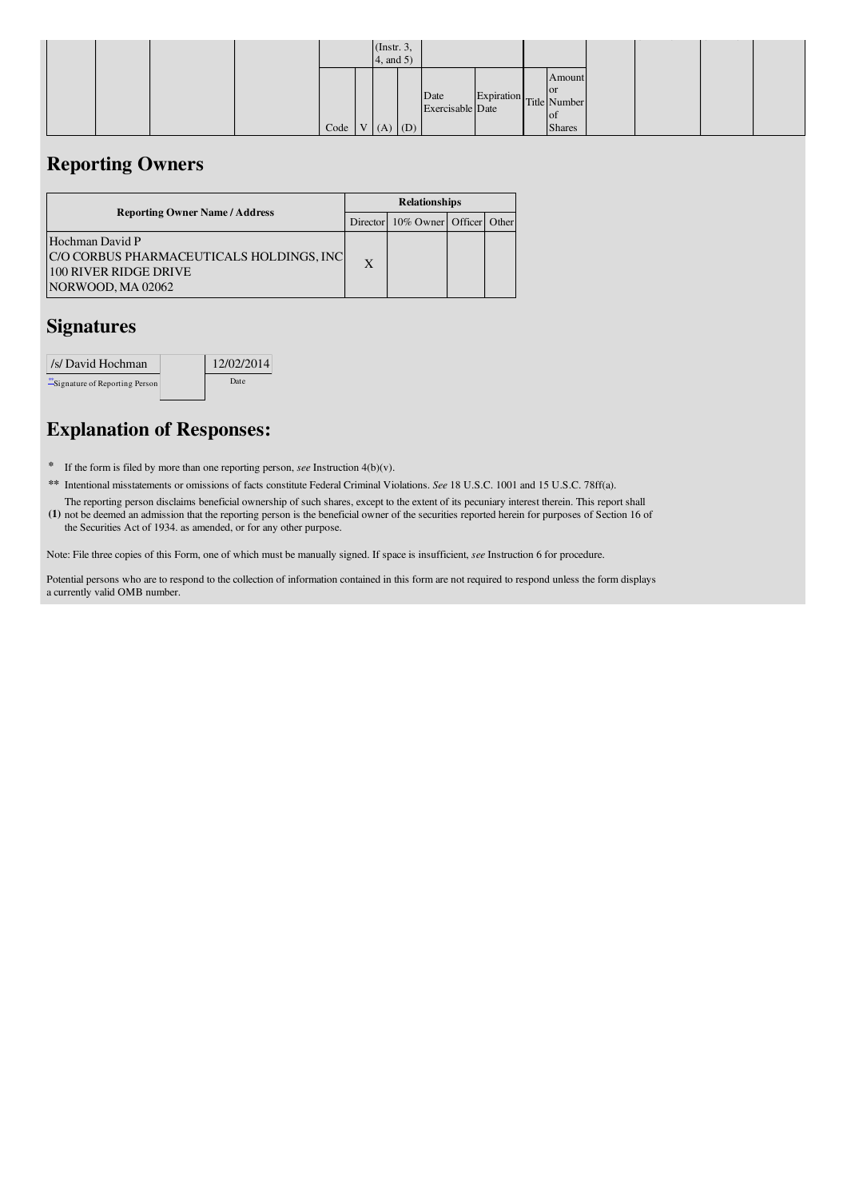| | | | | | | | | | | | | | | |
|---|---|---|---|---|---|---|---|---|---|---|---|---|---|---|
| | | | | | | (Instr. 3, 4, and 5) | | | | | | | | |
| | | | | Code | V | (A) | (D) | Date Exercisable | Expiration Date | Title | Amount or Number of Shares | | | |

## Reporting Owners

| Reporting Owner Name / Address | Relationships | | | |
|---|---|---|---|---|
| | Director | 10% Owner | Officer | Other |
| Hochman David P<br>C/O CORBUS PHARMACEUTICALS HOLDINGS, INC<br>100 RIVER RIDGE DRIVE<br>NORWOOD, MA 02062 | X | | | |

## Signatures

| /s/ David Hochman | | 12/02/2014 |
|---|---|---|
| **Signature of Reporting Person | | Date |

## Explanation of Responses:

\* If the form is filed by more than one reporting person, *see* Instruction 4(b)(v).

** Intentional misstatements or omissions of facts constitute Federal Criminal Violations. *See* 18 U.S.C. 1001 and 15 U.S.C. 78ff(a).

(1) The reporting person disclaims beneficial ownership of such shares, except to the extent of its pecuniary interest therein. This report shall not be deemed an admission that the reporting person is the beneficial owner of the securities reported herein for purposes of Section 16 of the Securities Act of 1934. as amended, or for any other purpose.

Note: File three copies of this Form, one of which must be manually signed. If space is insufficient, *see* Instruction 6 for procedure.

Potential persons who are to respond to the collection of information contained in this form are not required to respond unless the form displays a currently valid OMB number.